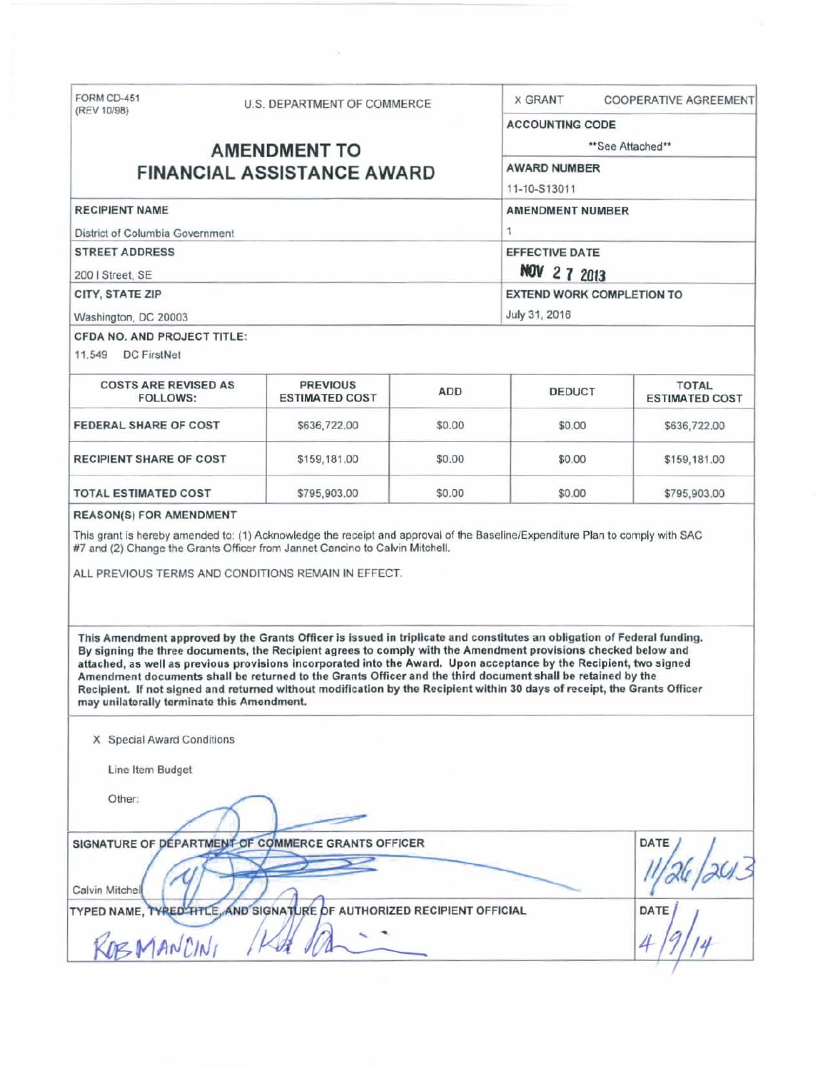FORM CD-451
(REV 10/98)

U.S. DEPARTMENT OF COMMERCE

X GRANT COOPERATIVE AGREEMENT

# AMENDMENT TO FINANCIAL ASSISTANCE AWARD

**ACCOUNTING CODE**
**See Attached**

**AWARD NUMBER**
11-10-S13011

**RECIPIENT NAME**
District of Columbia Government

**AMENDMENT NUMBER**
1

**STREET ADDRESS**
200 I Street, SE

**EFFECTIVE DATE**
NOV 27 2013

**CITY, STATE ZIP**
Washington, DC 20003

**EXTEND WORK COMPLETION TO**
July 31, 2016

**CFDA NO. AND PROJECT TITLE:**
11.549 DC FirstNet

| COSTS ARE REVISED AS FOLLOWS: | PREVIOUS ESTIMATED COST | ADD | DEDUCT | TOTAL ESTIMATED COST |
|---|---|---|---|---|
| FEDERAL SHARE OF COST | $636,722.00 | $0.00 | $0.00 | $636,722.00 |
| RECIPIENT SHARE OF COST | $159,181.00 | $0.00 | $0.00 | $159,181.00 |
| TOTAL ESTIMATED COST | $795,903.00 | $0.00 | $0.00 | $795,903.00 |

**REASON(S) FOR AMENDMENT**

This grant is hereby amended to: (1) Acknowledge the receipt and approval of the Baseline/Expenditure Plan to comply with SAC #7 and (2) Change the Grants Officer from Jannet Cancino to Calvin Mitchell.

ALL PREVIOUS TERMS AND CONDITIONS REMAIN IN EFFECT.

**This Amendment approved by the Grants Officer is issued in triplicate and constitutes an obligation of Federal funding. By signing the three documents, the Recipient agrees to comply with the Amendment provisions checked below and attached, as well as previous provisions incorporated into the Award. Upon acceptance by the Recipient, two signed Amendment documents shall be returned to the Grants Officer and the third document shall be retained by the Recipient. If not signed and returned without modification by the Recipient within 30 days of receipt, the Grants Officer may unilaterally terminate this Amendment.**

X Special Award Conditions

Line Item Budget

Other:

**SIGNATURE OF DEPARTMENT OF COMMERCE GRANTS OFFICER**
Calvin Mitchell

**DATE**
11/26/2013

**TYPED NAME, TYPED TITLE, AND SIGNATURE OF AUTHORIZED RECIPIENT OFFICIAL**
ROB MANCINI

**DATE**
4/9/14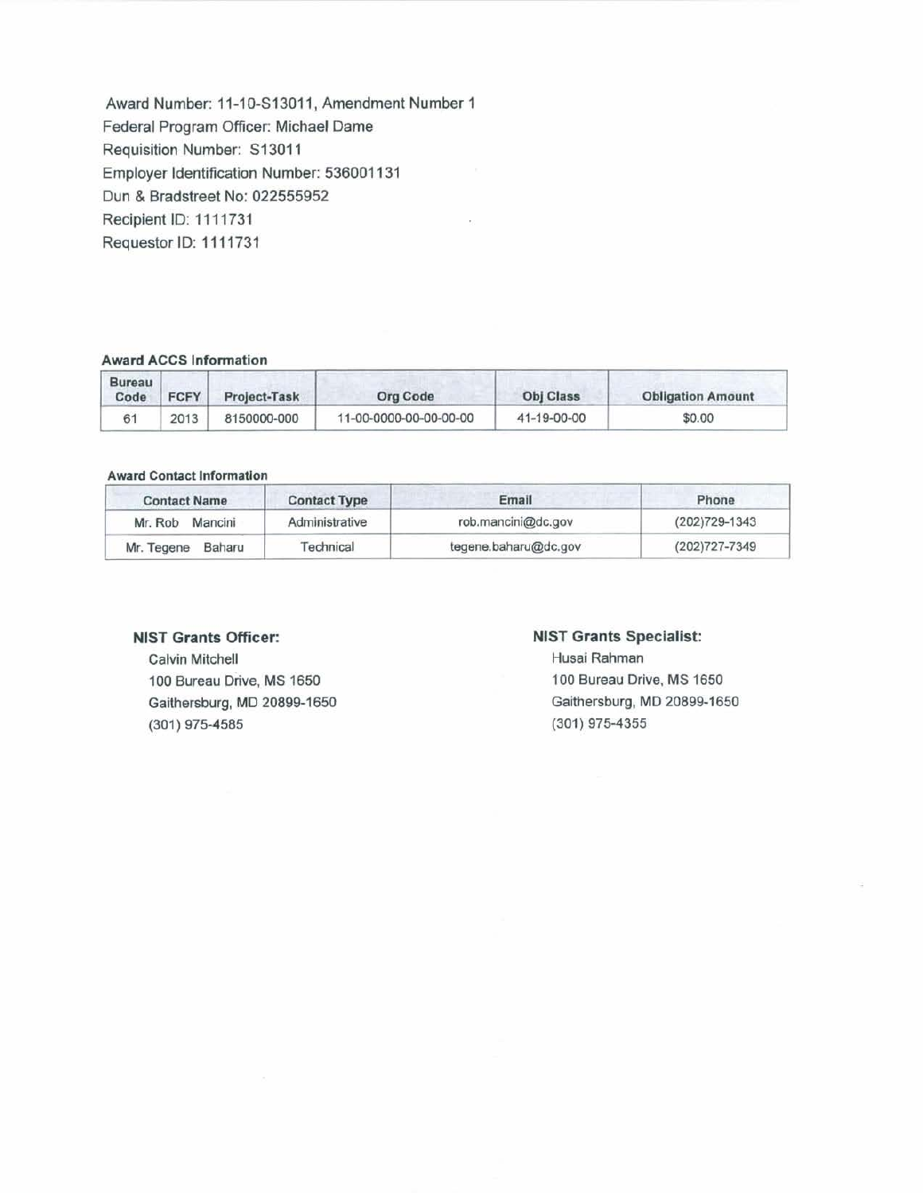Award Number: 11-10-S13011, Amendment Number 1
Federal Program Officer: Michael Dame
Requisition Number: S13011
Employer Identification Number: 536001131
Dun & Bradstreet No: 022555952
Recipient ID: 1111731
Requestor ID: 1111731

**Award ACCS Information**

| Bureau Code | FCFY | Project-Task | Org Code | Obj Class | Obligation Amount |
|---|---|---|---|---|---|
| 61 | 2013 | 8150000-000 | 11-00-0000-00-00-00-00 | 41-19-00-00 | $0.00 |

**Award Contact Information**

| Contact Name | Contact Type | Email | Phone |
|---|---|---|---|
| Mr. Rob Mancini | Administrative | rob.mancini@dc.gov | (202)729-1343 |
| Mr. Tegene Baharu | Technical | tegene.baharu@dc.gov | (202)727-7349 |

**NIST Grants Officer:**
Calvin Mitchell
100 Bureau Drive, MS 1650
Gaithersburg, MD 20899-1650
(301) 975-4585

**NIST Grants Specialist:**
Husai Rahman
100 Bureau Drive, MS 1650
Gaithersburg, MD 20899-1650
(301) 975-4355